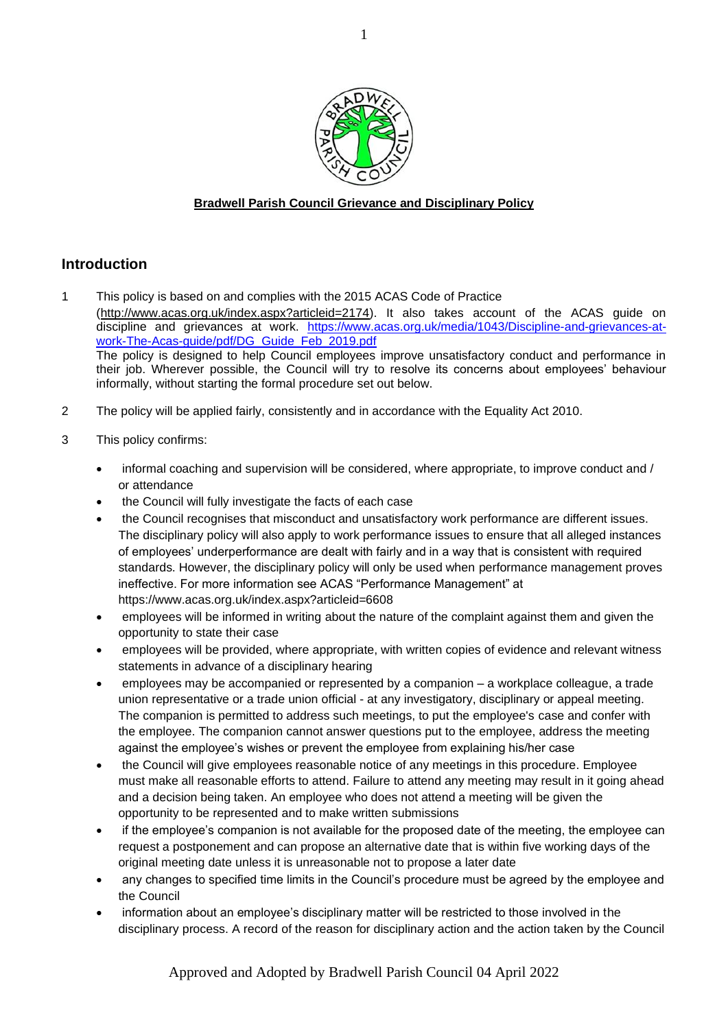**Bradwell Parish Council Grievance and Disciplinary Policy**

## Introduction

1 This policy is based on and complies with the 2015 ACAS Code of Practice (http://www.acas.org.uk/index.aspx?articleid=2174). It also takes account of the ACAS guide on discipline and grievances at work. https://www.acas.org.uk/media/1043/Discipline-and-grievances-at-work-The-Acas-guide/pdf/DG_Guide_Feb_2019.pdf
The policy is designed to help Council employees improve unsatisfactory conduct and performance in their job. Wherever possible, the Council will try to resolve its concerns about employees' behaviour informally, without starting the formal procedure set out below.

2 The policy will be applied fairly, consistently and in accordance with the Equality Act 2010.

3 This policy confirms:

- informal coaching and supervision will be considered, where appropriate, to improve conduct and / or attendance
- the Council will fully investigate the facts of each case
- the Council recognises that misconduct and unsatisfactory work performance are different issues. The disciplinary policy will also apply to work performance issues to ensure that all alleged instances of employees' underperformance are dealt with fairly and in a way that is consistent with required standards. However, the disciplinary policy will only be used when performance management proves ineffective. For more information see ACAS "Performance Management" at https://www.acas.org.uk/index.aspx?articleid=6608
- employees will be informed in writing about the nature of the complaint against them and given the opportunity to state their case
- employees will be provided, where appropriate, with written copies of evidence and relevant witness statements in advance of a disciplinary hearing
- employees may be accompanied or represented by a companion – a workplace colleague, a trade union representative or a trade union official - at any investigatory, disciplinary or appeal meeting. The companion is permitted to address such meetings, to put the employee's case and confer with the employee. The companion cannot answer questions put to the employee, address the meeting against the employee's wishes or prevent the employee from explaining his/her case
- the Council will give employees reasonable notice of any meetings in this procedure. Employee must make all reasonable efforts to attend. Failure to attend any meeting may result in it going ahead and a decision being taken. An employee who does not attend a meeting will be given the opportunity to be represented and to make written submissions
- if the employee's companion is not available for the proposed date of the meeting, the employee can request a postponement and can propose an alternative date that is within five working days of the original meeting date unless it is unreasonable not to propose a later date
- any changes to specified time limits in the Council's procedure must be agreed by the employee and the Council
- information about an employee's disciplinary matter will be restricted to those involved in the disciplinary process. A record of the reason for disciplinary action and the action taken by the Council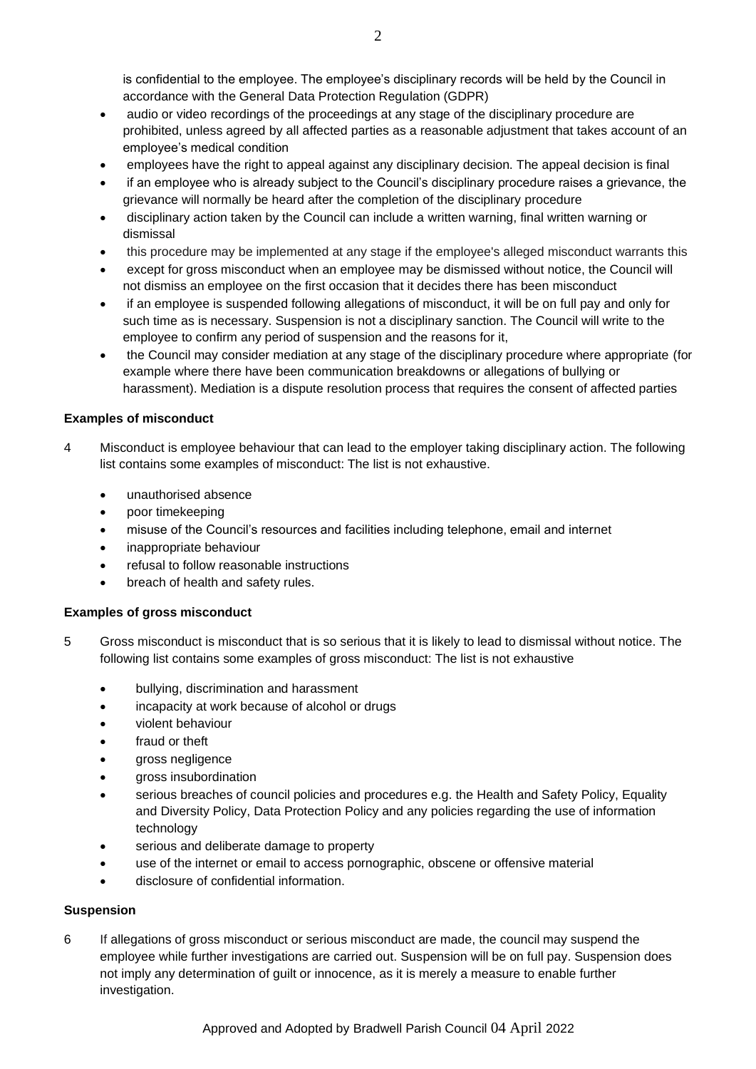is confidential to the employee. The employee's disciplinary records will be held by the Council in accordance with the General Data Protection Regulation (GDPR)

- audio or video recordings of the proceedings at any stage of the disciplinary procedure are prohibited, unless agreed by all affected parties as a reasonable adjustment that takes account of an employee's medical condition
- employees have the right to appeal against any disciplinary decision. The appeal decision is final
- if an employee who is already subject to the Council's disciplinary procedure raises a grievance, the grievance will normally be heard after the completion of the disciplinary procedure
- disciplinary action taken by the Council can include a written warning, final written warning or dismissal
- this procedure may be implemented at any stage if the employee's alleged misconduct warrants this
- except for gross misconduct when an employee may be dismissed without notice, the Council will not dismiss an employee on the first occasion that it decides there has been misconduct
- if an employee is suspended following allegations of misconduct, it will be on full pay and only for such time as is necessary. Suspension is not a disciplinary sanction. The Council will write to the employee to confirm any period of suspension and the reasons for it,
- the Council may consider mediation at any stage of the disciplinary procedure where appropriate (for example where there have been communication breakdowns or allegations of bullying or harassment). Mediation is a dispute resolution process that requires the consent of affected parties

**Examples of misconduct**

4 Misconduct is employee behaviour that can lead to the employer taking disciplinary action. The following list contains some examples of misconduct: The list is not exhaustive.

- unauthorised absence
- poor timekeeping
- misuse of the Council's resources and facilities including telephone, email and internet
- inappropriate behaviour
- refusal to follow reasonable instructions
- breach of health and safety rules.

**Examples of gross misconduct**

5 Gross misconduct is misconduct that is so serious that it is likely to lead to dismissal without notice. The following list contains some examples of gross misconduct: The list is not exhaustive

- bullying, discrimination and harassment
- incapacity at work because of alcohol or drugs
- violent behaviour
- fraud or theft
- gross negligence
- gross insubordination
- serious breaches of council policies and procedures e.g. the Health and Safety Policy, Equality and Diversity Policy, Data Protection Policy and any policies regarding the use of information technology
- serious and deliberate damage to property
- use of the internet or email to access pornographic, obscene or offensive material
- disclosure of confidential information.

**Suspension**

6 If allegations of gross misconduct or serious misconduct are made, the council may suspend the employee while further investigations are carried out. Suspension will be on full pay. Suspension does not imply any determination of guilt or innocence, as it is merely a measure to enable further investigation.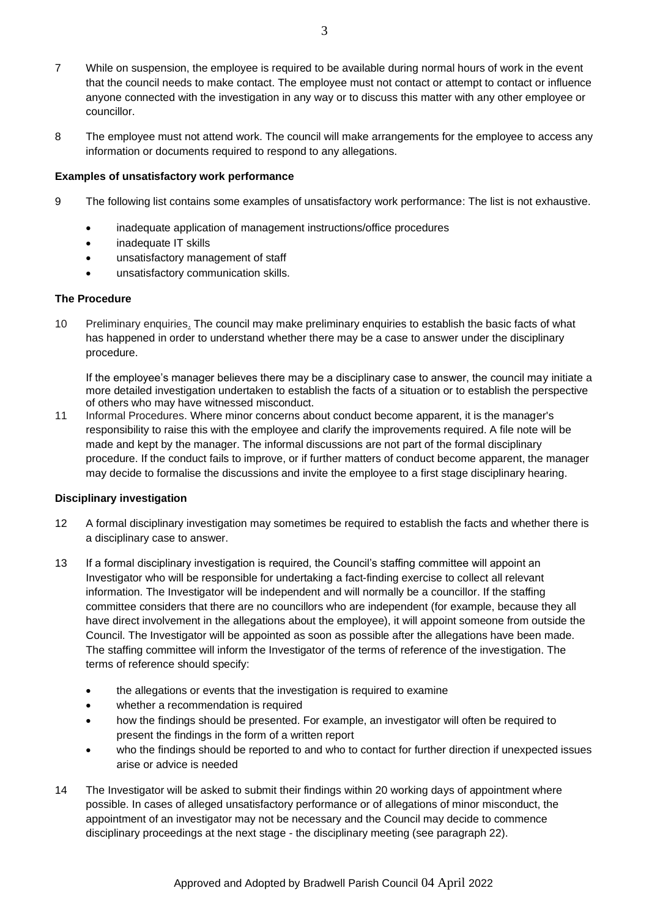7 While on suspension, the employee is required to be available during normal hours of work in the event that the council needs to make contact. The employee must not contact or attempt to contact or influence anyone connected with the investigation in any way or to discuss this matter with any other employee or councillor.

8 The employee must not attend work. The council will make arrangements for the employee to access any information or documents required to respond to any allegations.

**Examples of unsatisfactory work performance**

9 The following list contains some examples of unsatisfactory work performance: The list is not exhaustive.

- inadequate application of management instructions/office procedures
- inadequate IT skills
- unsatisfactory management of staff
- unsatisfactory communication skills.

**The Procedure**

10 Preliminary enquiries. The council may make preliminary enquiries to establish the basic facts of what has happened in order to understand whether there may be a case to answer under the disciplinary procedure.

If the employee's manager believes there may be a disciplinary case to answer, the council may initiate a more detailed investigation undertaken to establish the facts of a situation or to establish the perspective of others who may have witnessed misconduct.

11 Informal Procedures. Where minor concerns about conduct become apparent, it is the manager's responsibility to raise this with the employee and clarify the improvements required. A file note will be made and kept by the manager. The informal discussions are not part of the formal disciplinary procedure. If the conduct fails to improve, or if further matters of conduct become apparent, the manager may decide to formalise the discussions and invite the employee to a first stage disciplinary hearing.

**Disciplinary investigation**

12 A formal disciplinary investigation may sometimes be required to establish the facts and whether there is a disciplinary case to answer.

13 If a formal disciplinary investigation is required, the Council's staffing committee will appoint an Investigator who will be responsible for undertaking a fact-finding exercise to collect all relevant information. The Investigator will be independent and will normally be a councillor. If the staffing committee considers that there are no councillors who are independent (for example, because they all have direct involvement in the allegations about the employee), it will appoint someone from outside the Council. The Investigator will be appointed as soon as possible after the allegations have been made. The staffing committee will inform the Investigator of the terms of reference of the investigation. The terms of reference should specify:

- the allegations or events that the investigation is required to examine
- whether a recommendation is required
- how the findings should be presented. For example, an investigator will often be required to present the findings in the form of a written report
- who the findings should be reported to and who to contact for further direction if unexpected issues arise or advice is needed

14 The Investigator will be asked to submit their findings within 20 working days of appointment where possible. In cases of alleged unsatisfactory performance or of allegations of minor misconduct, the appointment of an investigator may not be necessary and the Council may decide to commence disciplinary proceedings at the next stage - the disciplinary meeting (see paragraph 22).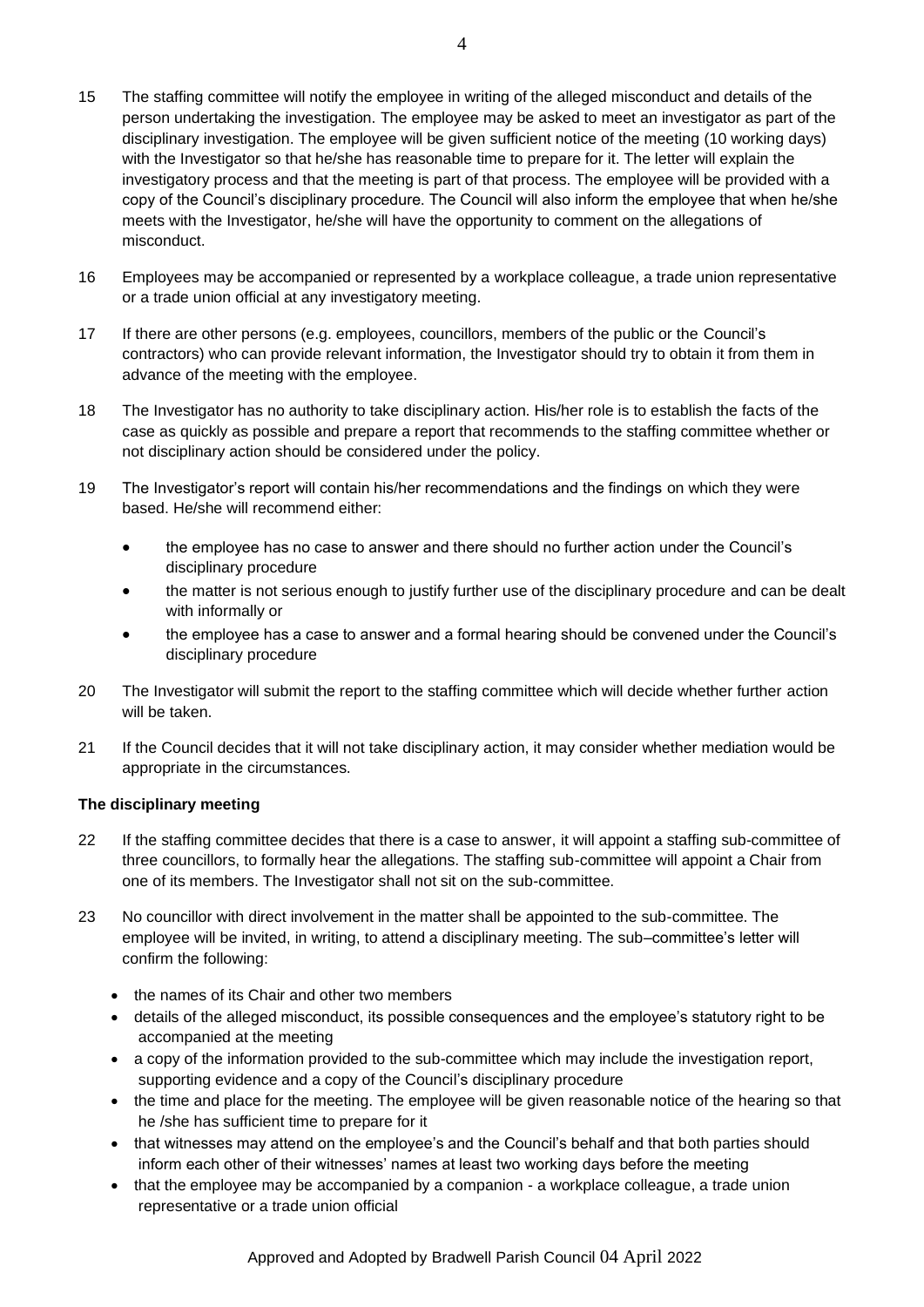15 The staffing committee will notify the employee in writing of the alleged misconduct and details of the person undertaking the investigation. The employee may be asked to meet an investigator as part of the disciplinary investigation. The employee will be given sufficient notice of the meeting (10 working days) with the Investigator so that he/she has reasonable time to prepare for it. The letter will explain the investigatory process and that the meeting is part of that process. The employee will be provided with a copy of the Council's disciplinary procedure. The Council will also inform the employee that when he/she meets with the Investigator, he/she will have the opportunity to comment on the allegations of misconduct.

16 Employees may be accompanied or represented by a workplace colleague, a trade union representative or a trade union official at any investigatory meeting.

17 If there are other persons (e.g. employees, councillors, members of the public or the Council's contractors) who can provide relevant information, the Investigator should try to obtain it from them in advance of the meeting with the employee.

18 The Investigator has no authority to take disciplinary action. His/her role is to establish the facts of the case as quickly as possible and prepare a report that recommends to the staffing committee whether or not disciplinary action should be considered under the policy.

19 The Investigator's report will contain his/her recommendations and the findings on which they were based. He/she will recommend either:

- the employee has no case to answer and there should no further action under the Council's disciplinary procedure
- the matter is not serious enough to justify further use of the disciplinary procedure and can be dealt with informally or
- the employee has a case to answer and a formal hearing should be convened under the Council's disciplinary procedure

20 The Investigator will submit the report to the staffing committee which will decide whether further action will be taken.

21 If the Council decides that it will not take disciplinary action, it may consider whether mediation would be appropriate in the circumstances.

**The disciplinary meeting**

22 If the staffing committee decides that there is a case to answer, it will appoint a staffing sub-committee of three councillors, to formally hear the allegations. The staffing sub-committee will appoint a Chair from one of its members. The Investigator shall not sit on the sub-committee.

23 No councillor with direct involvement in the matter shall be appointed to the sub-committee. The employee will be invited, in writing, to attend a disciplinary meeting. The sub–committee's letter will confirm the following:

- the names of its Chair and other two members
- details of the alleged misconduct, its possible consequences and the employee's statutory right to be accompanied at the meeting
- a copy of the information provided to the sub-committee which may include the investigation report, supporting evidence and a copy of the Council's disciplinary procedure
- the time and place for the meeting. The employee will be given reasonable notice of the hearing so that he /she has sufficient time to prepare for it
- that witnesses may attend on the employee's and the Council's behalf and that both parties should inform each other of their witnesses' names at least two working days before the meeting
- that the employee may be accompanied by a companion - a workplace colleague, a trade union representative or a trade union official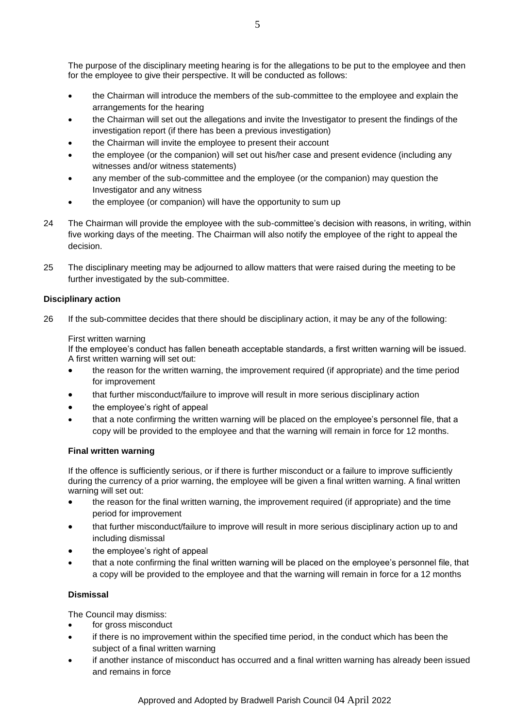The purpose of the disciplinary meeting hearing is for the allegations to be put to the employee and then for the employee to give their perspective. It will be conducted as follows:

- the Chairman will introduce the members of the sub-committee to the employee and explain the arrangements for the hearing
- the Chairman will set out the allegations and invite the Investigator to present the findings of the investigation report (if there has been a previous investigation)
- the Chairman will invite the employee to present their account
- the employee (or the companion) will set out his/her case and present evidence (including any witnesses and/or witness statements)
- any member of the sub-committee and the employee (or the companion) may question the Investigator and any witness
- the employee (or companion) will have the opportunity to sum up

24 The Chairman will provide the employee with the sub-committee's decision with reasons, in writing, within five working days of the meeting. The Chairman will also notify the employee of the right to appeal the decision.

25 The disciplinary meeting may be adjourned to allow matters that were raised during the meeting to be further investigated by the sub-committee.

**Disciplinary action**

26 If the sub-committee decides that there should be disciplinary action, it may be any of the following:

First written warning
If the employee's conduct has fallen beneath acceptable standards, a first written warning will be issued. A first written warning will set out:

- the reason for the written warning, the improvement required (if appropriate) and the time period for improvement
- that further misconduct/failure to improve will result in more serious disciplinary action
- the employee's right of appeal
- that a note confirming the written warning will be placed on the employee's personnel file, that a copy will be provided to the employee and that the warning will remain in force for 12 months.

**Final written warning**

If the offence is sufficiently serious, or if there is further misconduct or a failure to improve sufficiently during the currency of a prior warning, the employee will be given a final written warning. A final written warning will set out:

- the reason for the final written warning, the improvement required (if appropriate) and the time period for improvement
- that further misconduct/failure to improve will result in more serious disciplinary action up to and including dismissal
- the employee's right of appeal
- that a note confirming the final written warning will be placed on the employee's personnel file, that a copy will be provided to the employee and that the warning will remain in force for a 12 months

**Dismissal**

The Council may dismiss:

- for gross misconduct
- if there is no improvement within the specified time period, in the conduct which has been the subject of a final written warning
- if another instance of misconduct has occurred and a final written warning has already been issued and remains in force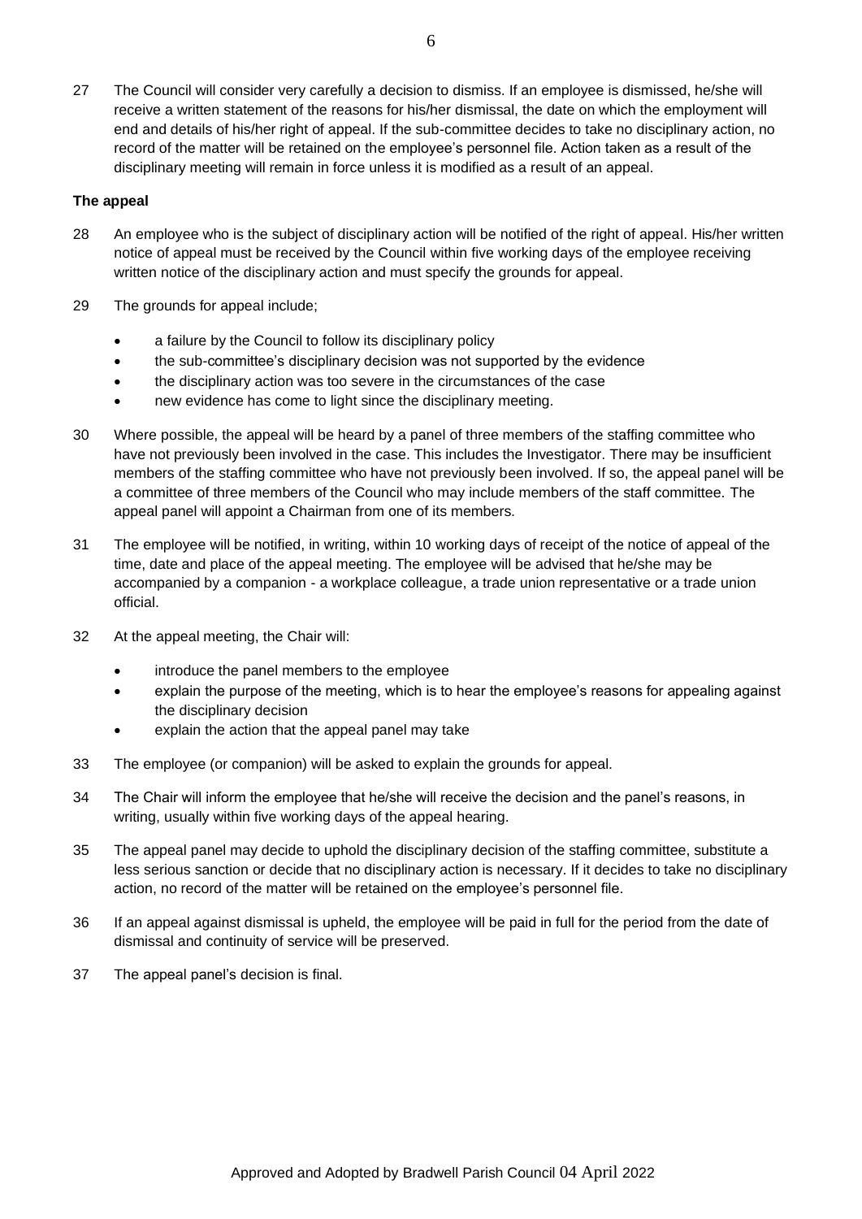27 The Council will consider very carefully a decision to dismiss. If an employee is dismissed, he/she will receive a written statement of the reasons for his/her dismissal, the date on which the employment will end and details of his/her right of appeal. If the sub-committee decides to take no disciplinary action, no record of the matter will be retained on the employee's personnel file. Action taken as a result of the disciplinary meeting will remain in force unless it is modified as a result of an appeal.

**The appeal**

28 An employee who is the subject of disciplinary action will be notified of the right of appeal. His/her written notice of appeal must be received by the Council within five working days of the employee receiving written notice of the disciplinary action and must specify the grounds for appeal.

29 The grounds for appeal include;

- a failure by the Council to follow its disciplinary policy
- the sub-committee's disciplinary decision was not supported by the evidence
- the disciplinary action was too severe in the circumstances of the case
- new evidence has come to light since the disciplinary meeting.

30 Where possible, the appeal will be heard by a panel of three members of the staffing committee who have not previously been involved in the case. This includes the Investigator. There may be insufficient members of the staffing committee who have not previously been involved. If so, the appeal panel will be a committee of three members of the Council who may include members of the staff committee. The appeal panel will appoint a Chairman from one of its members.

31 The employee will be notified, in writing, within 10 working days of receipt of the notice of appeal of the time, date and place of the appeal meeting. The employee will be advised that he/she may be accompanied by a companion - a workplace colleague, a trade union representative or a trade union official.

32 At the appeal meeting, the Chair will:

- introduce the panel members to the employee
- explain the purpose of the meeting, which is to hear the employee's reasons for appealing against the disciplinary decision
- explain the action that the appeal panel may take

33 The employee (or companion) will be asked to explain the grounds for appeal.

34 The Chair will inform the employee that he/she will receive the decision and the panel's reasons, in writing, usually within five working days of the appeal hearing.

35 The appeal panel may decide to uphold the disciplinary decision of the staffing committee, substitute a less serious sanction or decide that no disciplinary action is necessary. If it decides to take no disciplinary action, no record of the matter will be retained on the employee's personnel file.

36 If an appeal against dismissal is upheld, the employee will be paid in full for the period from the date of dismissal and continuity of service will be preserved.

37 The appeal panel's decision is final.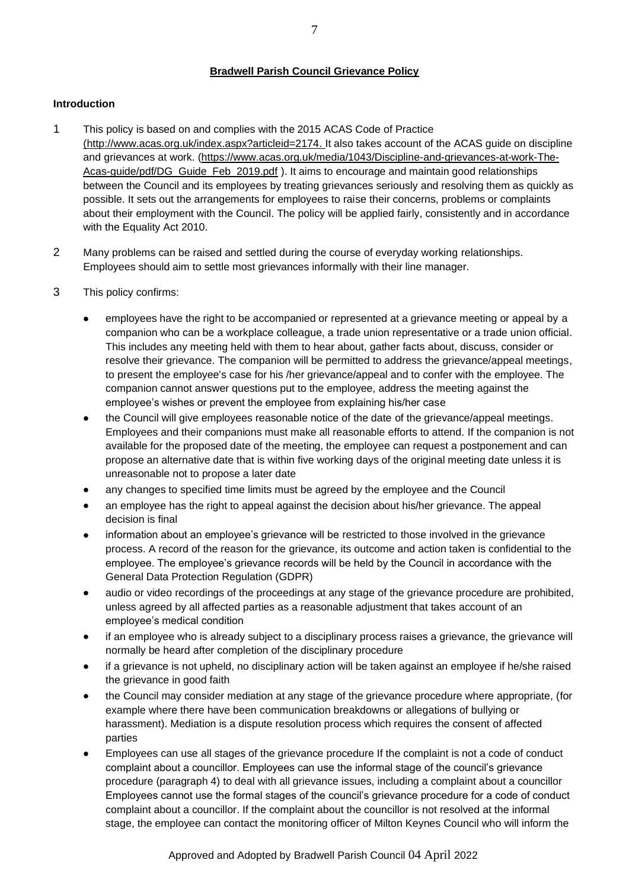**Bradwell Parish Council Grievance Policy**

**Introduction**

1 This policy is based on and complies with the 2015 ACAS Code of Practice (http://www.acas.org.uk/index.aspx?articleid=2174. It also takes account of the ACAS guide on discipline and grievances at work. (https://www.acas.org.uk/media/1043/Discipline-and-grievances-at-work-The-Acas-guide/pdf/DG_Guide_Feb_2019.pdf ). It aims to encourage and maintain good relationships between the Council and its employees by treating grievances seriously and resolving them as quickly as possible. It sets out the arrangements for employees to raise their concerns, problems or complaints about their employment with the Council. The policy will be applied fairly, consistently and in accordance with the Equality Act 2010.

2 Many problems can be raised and settled during the course of everyday working relationships. Employees should aim to settle most grievances informally with their line manager.

3 This policy confirms:

- employees have the right to be accompanied or represented at a grievance meeting or appeal by a companion who can be a workplace colleague, a trade union representative or a trade union official. This includes any meeting held with them to hear about, gather facts about, discuss, consider or resolve their grievance. The companion will be permitted to address the grievance/appeal meetings, to present the employee's case for his /her grievance/appeal and to confer with the employee. The companion cannot answer questions put to the employee, address the meeting against the employee's wishes or prevent the employee from explaining his/her case
- the Council will give employees reasonable notice of the date of the grievance/appeal meetings. Employees and their companions must make all reasonable efforts to attend. If the companion is not available for the proposed date of the meeting, the employee can request a postponement and can propose an alternative date that is within five working days of the original meeting date unless it is unreasonable not to propose a later date
- any changes to specified time limits must be agreed by the employee and the Council
- an employee has the right to appeal against the decision about his/her grievance. The appeal decision is final
- information about an employee's grievance will be restricted to those involved in the grievance process. A record of the reason for the grievance, its outcome and action taken is confidential to the employee. The employee's grievance records will be held by the Council in accordance with the General Data Protection Regulation (GDPR)
- audio or video recordings of the proceedings at any stage of the grievance procedure are prohibited, unless agreed by all affected parties as a reasonable adjustment that takes account of an employee's medical condition
- if an employee who is already subject to a disciplinary process raises a grievance, the grievance will normally be heard after completion of the disciplinary procedure
- if a grievance is not upheld, no disciplinary action will be taken against an employee if he/she raised the grievance in good faith
- the Council may consider mediation at any stage of the grievance procedure where appropriate, (for example where there have been communication breakdowns or allegations of bullying or harassment). Mediation is a dispute resolution process which requires the consent of affected parties
- Employees can use all stages of the grievance procedure If the complaint is not a code of conduct complaint about a councillor. Employees can use the informal stage of the council's grievance procedure (paragraph 4) to deal with all grievance issues, including a complaint about a councillor Employees cannot use the formal stages of the council's grievance procedure for a code of conduct complaint about a councillor. If the complaint about the councillor is not resolved at the informal stage, the employee can contact the monitoring officer of Milton Keynes Council who will inform the

Approved and Adopted by Bradwell Parish Council 04 April 2022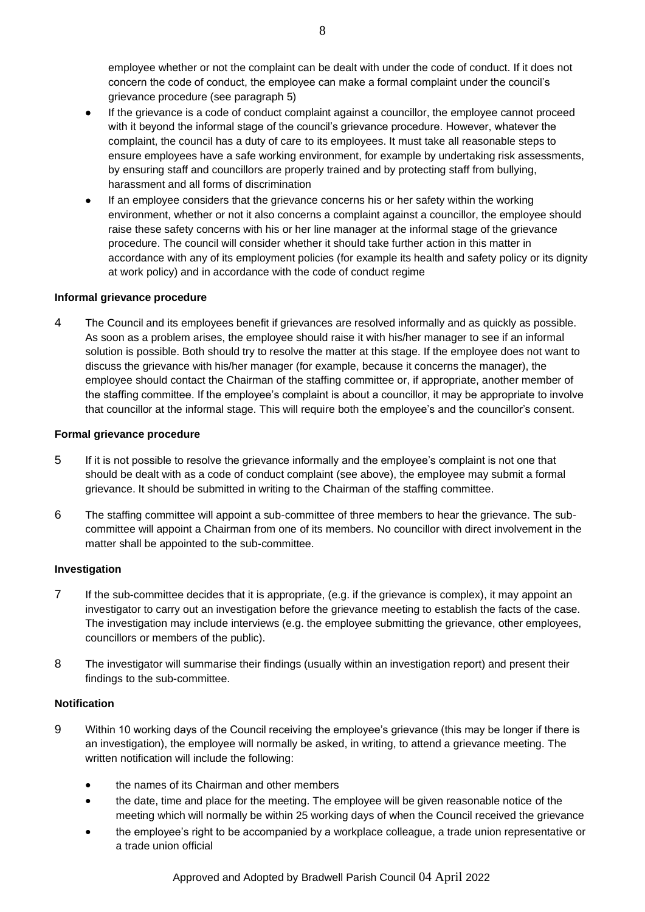employee whether or not the complaint can be dealt with under the code of conduct. If it does not concern the code of conduct, the employee can make a formal complaint under the council's grievance procedure (see paragraph 5)

- If the grievance is a code of conduct complaint against a councillor, the employee cannot proceed with it beyond the informal stage of the council's grievance procedure. However, whatever the complaint, the council has a duty of care to its employees. It must take all reasonable steps to ensure employees have a safe working environment, for example by undertaking risk assessments, by ensuring staff and councillors are properly trained and by protecting staff from bullying, harassment and all forms of discrimination
- If an employee considers that the grievance concerns his or her safety within the working environment, whether or not it also concerns a complaint against a councillor, the employee should raise these safety concerns with his or her line manager at the informal stage of the grievance procedure. The council will consider whether it should take further action in this matter in accordance with any of its employment policies (for example its health and safety policy or its dignity at work policy) and in accordance with the code of conduct regime

**Informal grievance procedure**

4 The Council and its employees benefit if grievances are resolved informally and as quickly as possible. As soon as a problem arises, the employee should raise it with his/her manager to see if an informal solution is possible. Both should try to resolve the matter at this stage. If the employee does not want to discuss the grievance with his/her manager (for example, because it concerns the manager), the employee should contact the Chairman of the staffing committee or, if appropriate, another member of the staffing committee. If the employee's complaint is about a councillor, it may be appropriate to involve that councillor at the informal stage. This will require both the employee's and the councillor's consent.

**Formal grievance procedure**

5 If it is not possible to resolve the grievance informally and the employee's complaint is not one that should be dealt with as a code of conduct complaint (see above), the employee may submit a formal grievance. It should be submitted in writing to the Chairman of the staffing committee.

6 The staffing committee will appoint a sub-committee of three members to hear the grievance. The sub-committee will appoint a Chairman from one of its members. No councillor with direct involvement in the matter shall be appointed to the sub-committee.

**Investigation**

7 If the sub-committee decides that it is appropriate, (e.g. if the grievance is complex), it may appoint an investigator to carry out an investigation before the grievance meeting to establish the facts of the case. The investigation may include interviews (e.g. the employee submitting the grievance, other employees, councillors or members of the public).

8 The investigator will summarise their findings (usually within an investigation report) and present their findings to the sub-committee.

**Notification**

9 Within 10 working days of the Council receiving the employee's grievance (this may be longer if there is an investigation), the employee will normally be asked, in writing, to attend a grievance meeting. The written notification will include the following:

- the names of its Chairman and other members
- the date, time and place for the meeting. The employee will be given reasonable notice of the meeting which will normally be within 25 working days of when the Council received the grievance
- the employee's right to be accompanied by a workplace colleague, a trade union representative or a trade union official

Approved and Adopted by Bradwell Parish Council 04 April 2022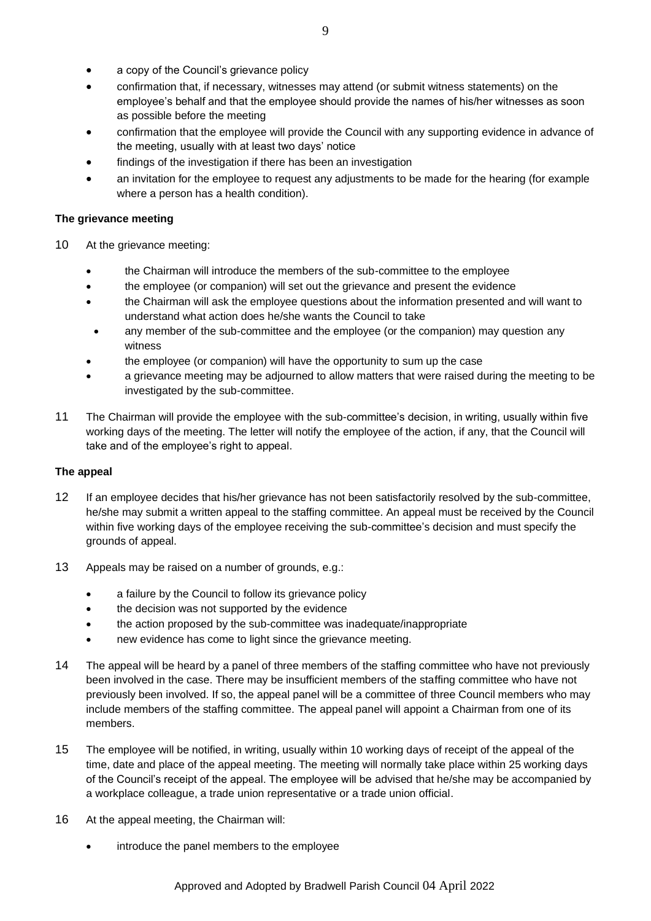- a copy of the Council's grievance policy
- confirmation that, if necessary, witnesses may attend (or submit witness statements) on the employee's behalf and that the employee should provide the names of his/her witnesses as soon as possible before the meeting
- confirmation that the employee will provide the Council with any supporting evidence in advance of the meeting, usually with at least two days' notice
- findings of the investigation if there has been an investigation
- an invitation for the employee to request any adjustments to be made for the hearing (for example where a person has a health condition).

**The grievance meeting**

10 At the grievance meeting:

- the Chairman will introduce the members of the sub-committee to the employee
- the employee (or companion) will set out the grievance and present the evidence
- the Chairman will ask the employee questions about the information presented and will want to understand what action does he/she wants the Council to take
- any member of the sub-committee and the employee (or the companion) may question any witness
- the employee (or companion) will have the opportunity to sum up the case
- a grievance meeting may be adjourned to allow matters that were raised during the meeting to be investigated by the sub-committee.

11 The Chairman will provide the employee with the sub-committee's decision, in writing, usually within five working days of the meeting. The letter will notify the employee of the action, if any, that the Council will take and of the employee's right to appeal.

**The appeal**

12 If an employee decides that his/her grievance has not been satisfactorily resolved by the sub-committee, he/she may submit a written appeal to the staffing committee. An appeal must be received by the Council within five working days of the employee receiving the sub-committee's decision and must specify the grounds of appeal.

13 Appeals may be raised on a number of grounds, e.g.:

- a failure by the Council to follow its grievance policy
- the decision was not supported by the evidence
- the action proposed by the sub-committee was inadequate/inappropriate
- new evidence has come to light since the grievance meeting.

14 The appeal will be heard by a panel of three members of the staffing committee who have not previously been involved in the case. There may be insufficient members of the staffing committee who have not previously been involved. If so, the appeal panel will be a committee of three Council members who may include members of the staffing committee. The appeal panel will appoint a Chairman from one of its members.

15 The employee will be notified, in writing, usually within 10 working days of receipt of the appeal of the time, date and place of the appeal meeting. The meeting will normally take place within 25 working days of the Council's receipt of the appeal. The employee will be advised that he/she may be accompanied by a workplace colleague, a trade union representative or a trade union official.

16 At the appeal meeting, the Chairman will:

- introduce the panel members to the employee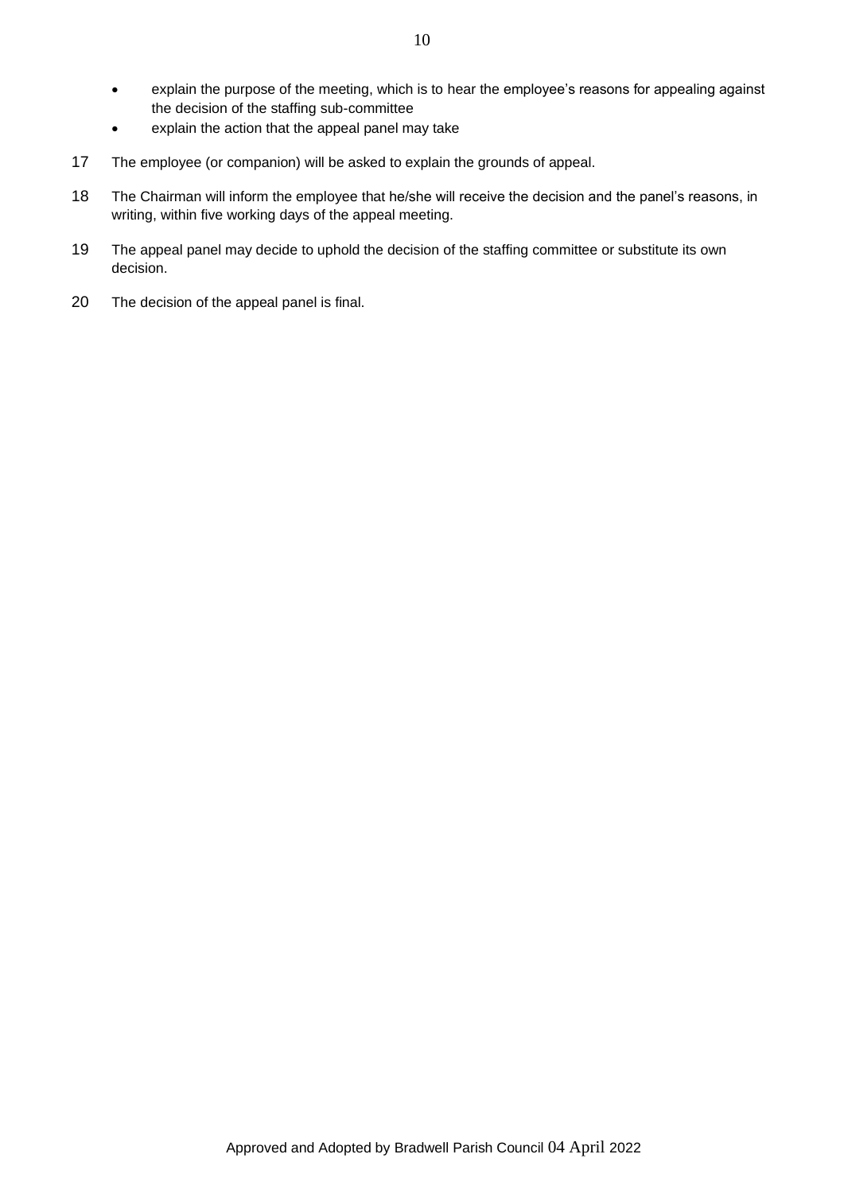- explain the purpose of the meeting, which is to hear the employee's reasons for appealing against the decision of the staffing sub-committee
- explain the action that the appeal panel may take

17 The employee (or companion) will be asked to explain the grounds of appeal.

18 The Chairman will inform the employee that he/she will receive the decision and the panel's reasons, in writing, within five working days of the appeal meeting.

19 The appeal panel may decide to uphold the decision of the staffing committee or substitute its own decision.

20 The decision of the appeal panel is final.

Approved and Adopted by Bradwell Parish Council 04 April 2022